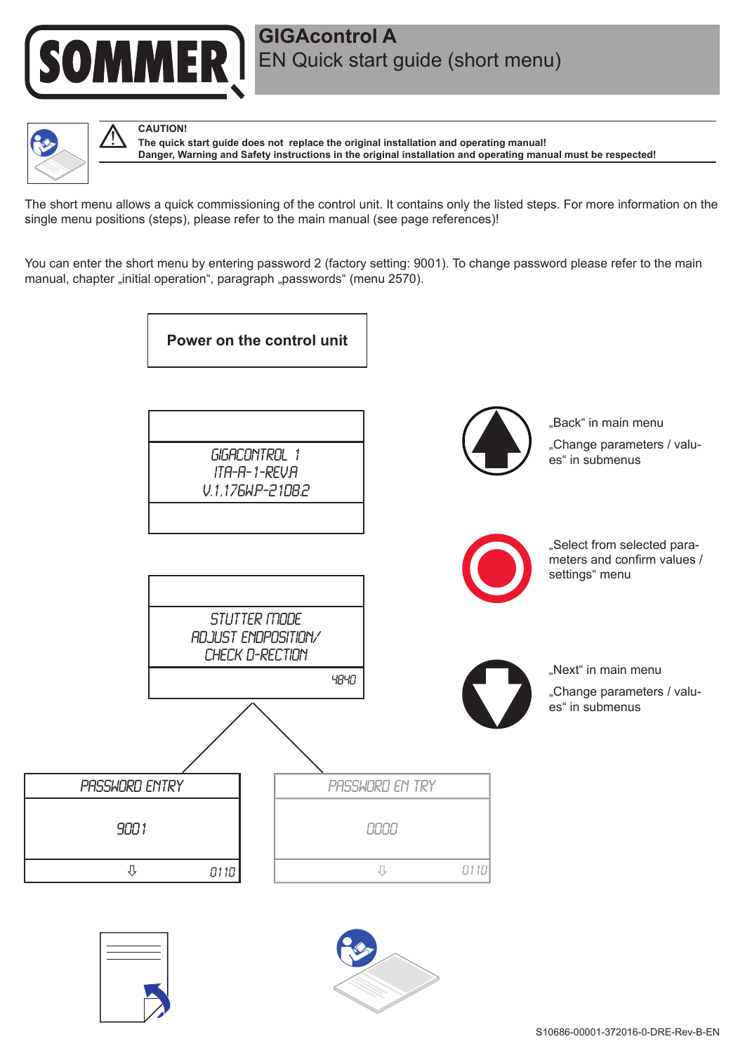# GIGAcontrol A

## EN Quick start guide (short menu)

**CAUTION!**
**The quick start guide does not replace the original installation and operating manual!**
**Danger, Warning and Safety instructions in the original installation and operating manual must be respected!**

The short menu allows a quick commissioning of the control unit. It contains only the listed steps. For more information on the single menu positions (steps), please refer to the main manual (see page references)!

You can enter the short menu by entering password 2 (factory setting: 9001). To change password please refer to the main manual, chapter „initial operation", paragraph „passwords" (menu 2570).

**Power on the control unit**

GIGACONTROL 1
ITA-A-1-REV.A
V.1.176WP-2108.2

STUTTER MODE
ADJUST ENDPOSITION/
CHECK D-RECTION
4840

„Back" in main menu
„Change parameters / values" in submenus

„Select from selected parameters and confirm values / settings" menu

„Next" in main menu
„Change parameters / values" in submenus

PASSWORD ENTRY
9001
⇩ 0110

PASSWORD EN TRY
0000
⇩ 0110

S10686-00001-372016-0-DRE-Rev-B-EN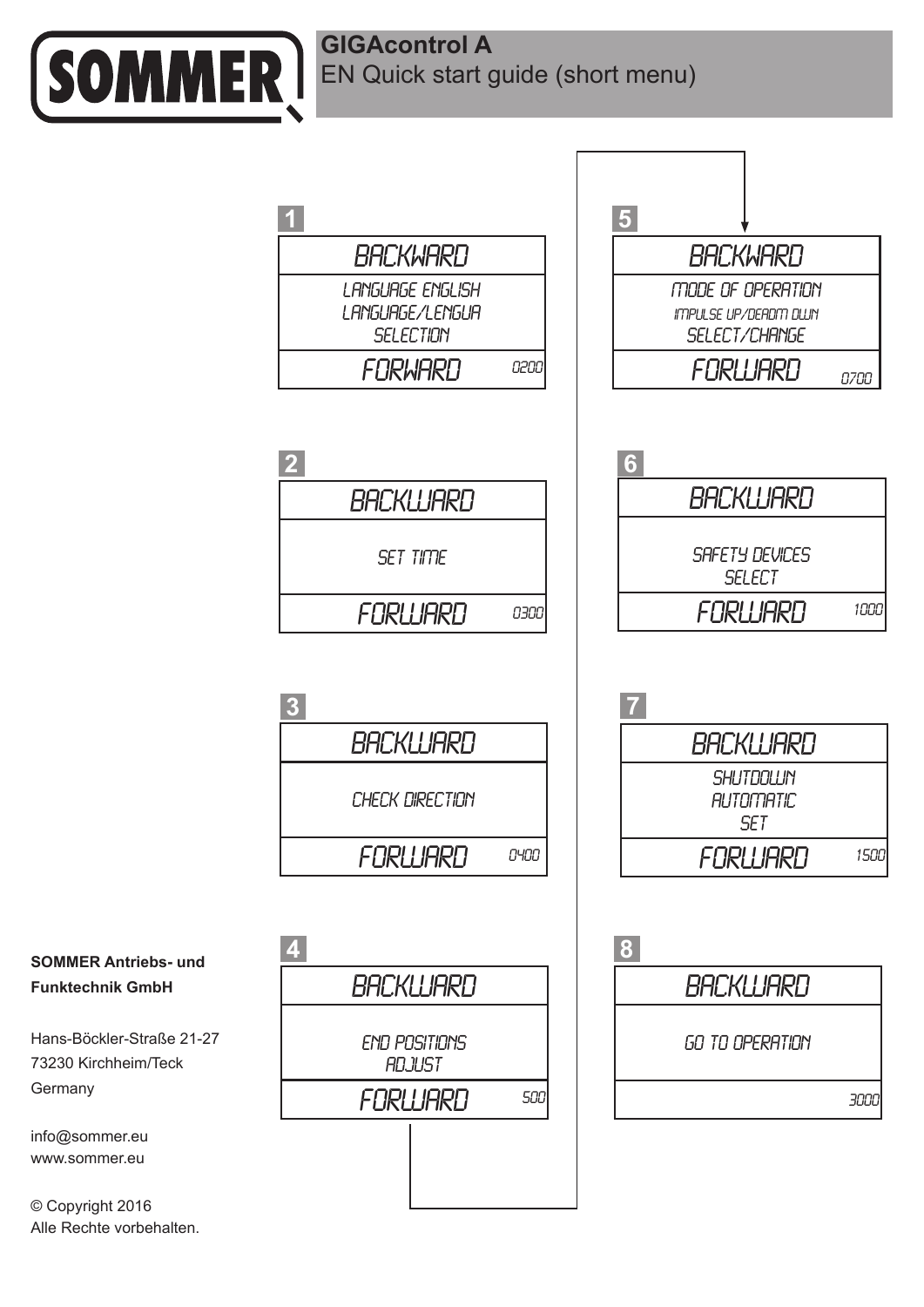# GIGAcontrol A

EN Quick start guide (short menu)

**1**

BACKWARD

LANGUAGE ENGLISH
LANGUAGE/LENGUA
SELECTION

FORWARD 0200

**2**

BACKWARD

SET TIME

FORWARD 0300

**3**

BACKWARD

CHECK DIRECTION

FORWARD 0400

**4**

BACKWARD

END POSITIONS
ADJUST

FORWARD 500

**5**

BACKWARD

MODE OF OPERATION
IMPULSE UP/DEADM DWN
SELECT/CHANGE

FORWARD 0700

**6**

BACKWARD

SAFETY DEVICES
SELECT

FORWARD 1000

**7**

BACKWARD

SHUTDOWN
AUTOMATIC
SET

FORWARD 1500

**8**

BACKWARD

GO TO OPERATION

3000

**SOMMER Antriebs- und Funktechnik GmbH**

Hans-Böckler-Straße 21-27
73230 Kirchheim/Teck
Germany

info@sommer.eu
www.sommer.eu

© Copyright 2016
Alle Rechte vorbehalten.